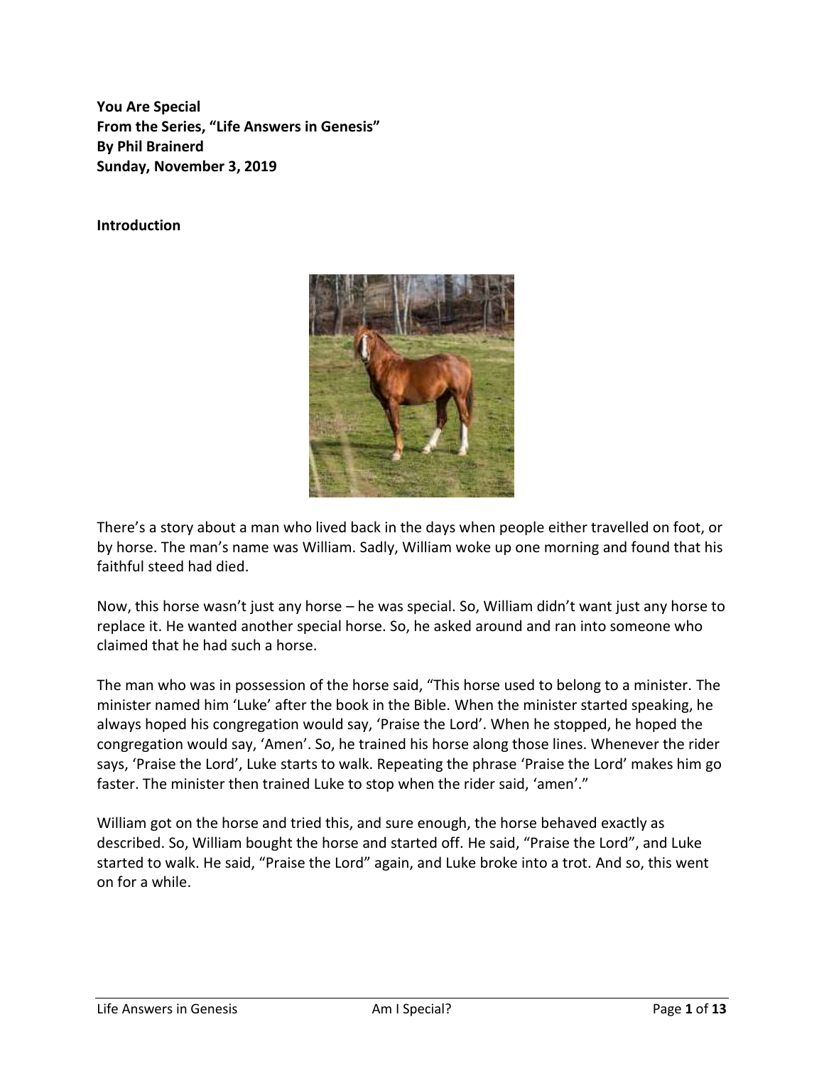**You Are Special**
**From the Series, "Life Answers in Genesis"**
**By Phil Brainerd**
**Sunday, November 3, 2019**

**Introduction**

There's a story about a man who lived back in the days when people either travelled on foot, or by horse. The man's name was William. Sadly, William woke up one morning and found that his faithful steed had died.

Now, this horse wasn't just any horse – he was special. So, William didn't want just any horse to replace it. He wanted another special horse. So, he asked around and ran into someone who claimed that he had such a horse.

The man who was in possession of the horse said, "This horse used to belong to a minister. The minister named him 'Luke' after the book in the Bible. When the minister started speaking, he always hoped his congregation would say, 'Praise the Lord'. When he stopped, he hoped the congregation would say, 'Amen'. So, he trained his horse along those lines. Whenever the rider says, 'Praise the Lord', Luke starts to walk. Repeating the phrase 'Praise the Lord' makes him go faster. The minister then trained Luke to stop when the rider said, 'amen'."

William got on the horse and tried this, and sure enough, the horse behaved exactly as described. So, William bought the horse and started off. He said, "Praise the Lord", and Luke started to walk. He said, "Praise the Lord" again, and Luke broke into a trot. And so, this went on for a while.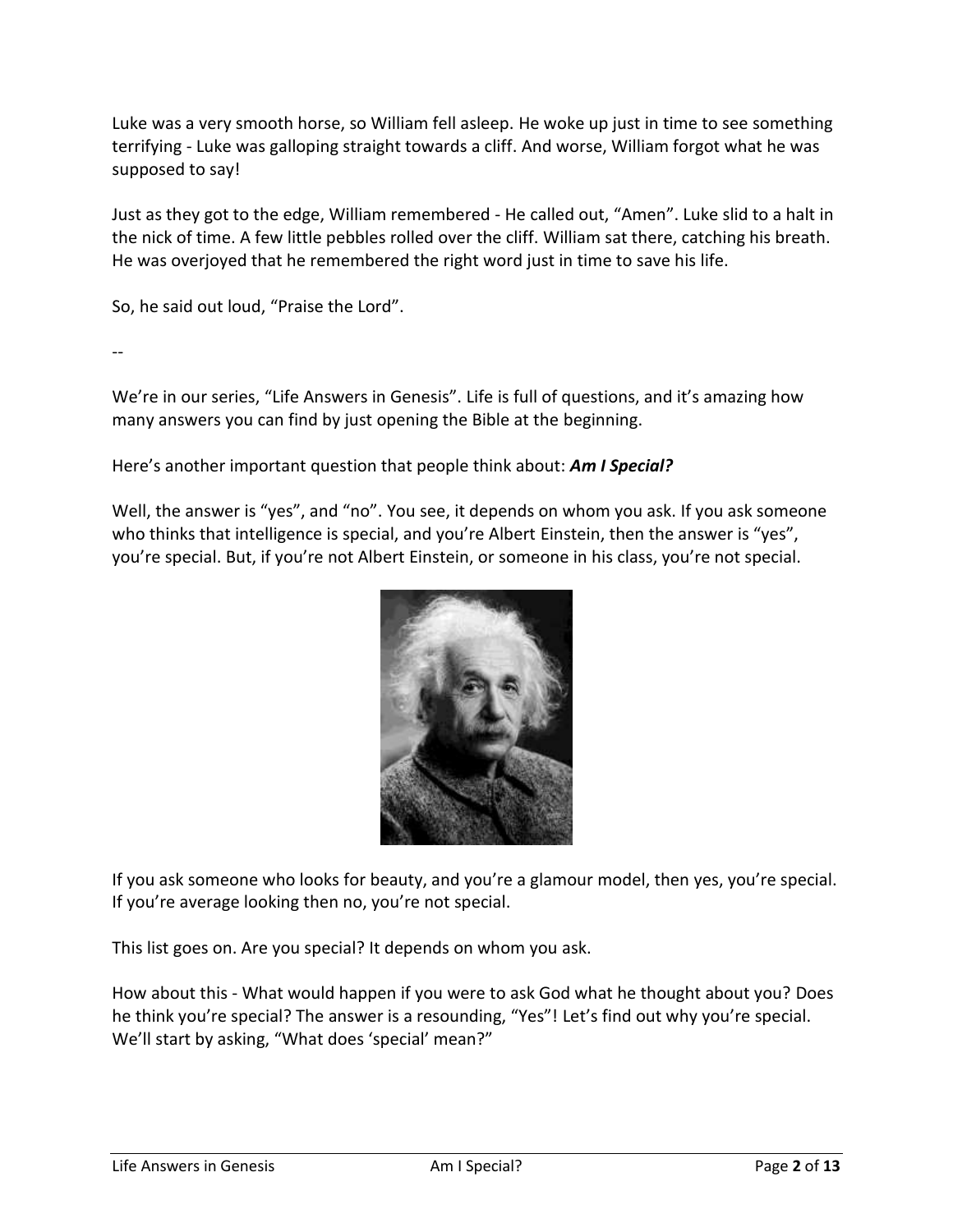Luke was a very smooth horse, so William fell asleep. He woke up just in time to see something terrifying - Luke was galloping straight towards a cliff. And worse, William forgot what he was supposed to say!

Just as they got to the edge, William remembered - He called out, “Amen”. Luke slid to a halt in the nick of time. A few little pebbles rolled over the cliff. William sat there, catching his breath. He was overjoyed that he remembered the right word just in time to save his life.

So, he said out loud, “Praise the Lord”.

--

We’re in our series, “Life Answers in Genesis”. Life is full of questions, and it’s amazing how many answers you can find by just opening the Bible at the beginning.

Here’s another important question that people think about: ***Am I Special?***

Well, the answer is “yes”, and “no”. You see, it depends on whom you ask. If you ask someone who thinks that intelligence is special, and you’re Albert Einstein, then the answer is “yes”, you’re special. But, if you’re not Albert Einstein, or someone in his class, you’re not special.

If you ask someone who looks for beauty, and you’re a glamour model, then yes, you’re special. If you’re average looking then no, you’re not special.

This list goes on. Are you special? It depends on whom you ask.

How about this - What would happen if you were to ask God what he thought about you? Does he think you’re special? The answer is a resounding, “Yes”! Let’s find out why you’re special. We’ll start by asking, “What does ‘special’ mean?”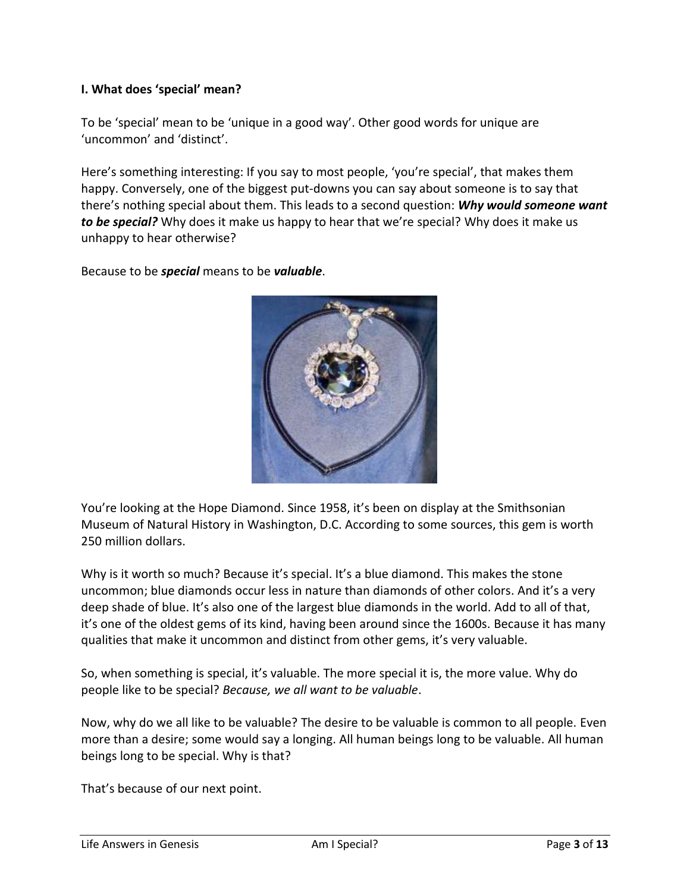**I. What does 'special' mean?**

To be 'special' mean to be 'unique in a good way'. Other good words for unique are 'uncommon' and 'distinct'.

Here's something interesting: If you say to most people, 'you're special', that makes them happy. Conversely, one of the biggest put-downs you can say about someone is to say that there's nothing special about them. This leads to a second question: ***Why would someone want to be special?*** Why does it make us happy to hear that we're special? Why does it make us unhappy to hear otherwise?

Because to be ***special*** means to be ***valuable***.

You're looking at the Hope Diamond. Since 1958, it's been on display at the Smithsonian Museum of Natural History in Washington, D.C. According to some sources, this gem is worth 250 million dollars.

Why is it worth so much? Because it's special. It's a blue diamond. This makes the stone uncommon; blue diamonds occur less in nature than diamonds of other colors. And it's a very deep shade of blue. It's also one of the largest blue diamonds in the world. Add to all of that, it's one of the oldest gems of its kind, having been around since the 1600s. Because it has many qualities that make it uncommon and distinct from other gems, it's very valuable.

So, when something is special, it's valuable. The more special it is, the more value. Why do people like to be special? *Because, we all want to be valuable*.

Now, why do we all like to be valuable? The desire to be valuable is common to all people. Even more than a desire; some would say a longing. All human beings long to be valuable. All human beings long to be special. Why is that?

That's because of our next point.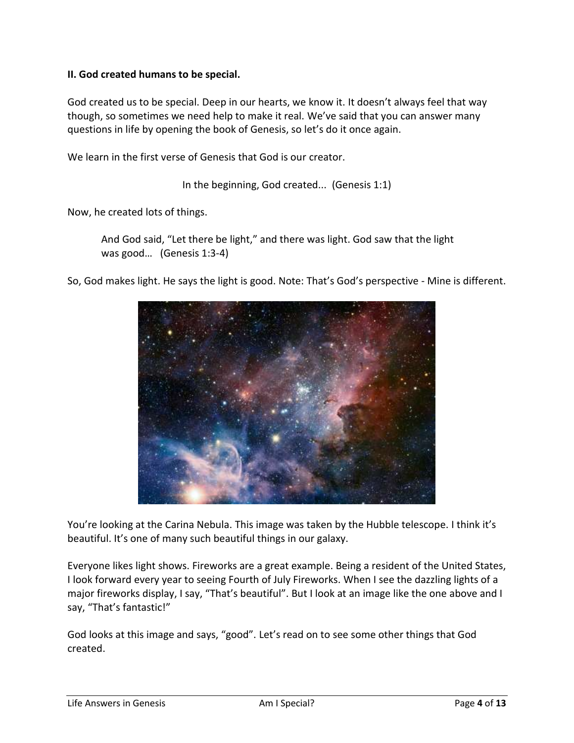**II. God created humans to be special.**

God created us to be special. Deep in our hearts, we know it. It doesn't always feel that way though, so sometimes we need help to make it real. We've said that you can answer many questions in life by opening the book of Genesis, so let's do it once again.

We learn in the first verse of Genesis that God is our creator.

> In the beginning, God created... (Genesis 1:1)

Now, he created lots of things.

> And God said, "Let there be light," and there was light. God saw that the light was good… (Genesis 1:3-4)

So, God makes light. He says the light is good. Note: That's God's perspective - Mine is different.

You're looking at the Carina Nebula. This image was taken by the Hubble telescope. I think it's beautiful. It's one of many such beautiful things in our galaxy.

Everyone likes light shows. Fireworks are a great example. Being a resident of the United States, I look forward every year to seeing Fourth of July Fireworks. When I see the dazzling lights of a major fireworks display, I say, "That's beautiful". But I look at an image like the one above and I say, "That's fantastic!"

God looks at this image and says, "good". Let's read on to see some other things that God created.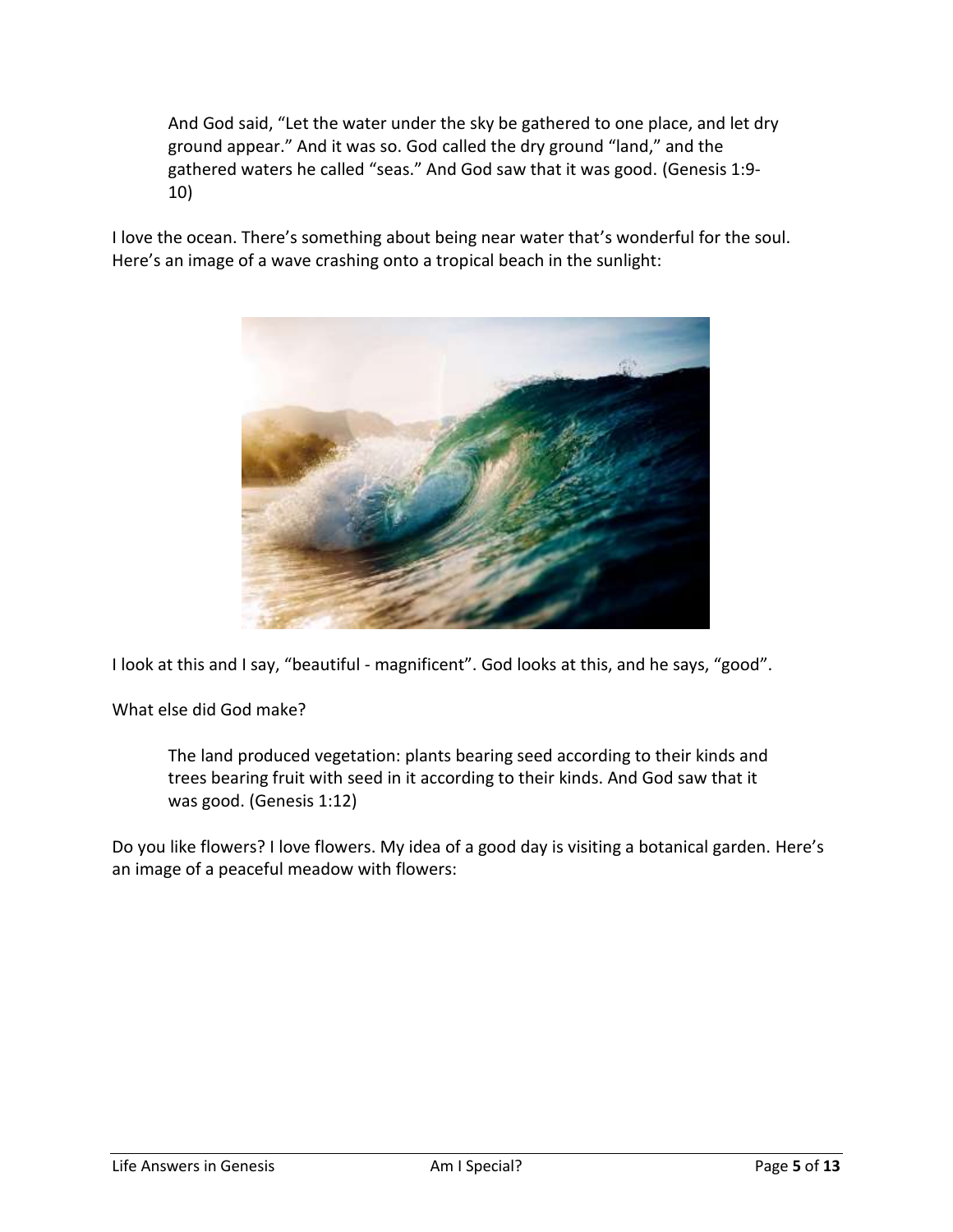> And God said, “Let the water under the sky be gathered to one place, and let dry ground appear.” And it was so. God called the dry ground “land,” and the gathered waters he called “seas.” And God saw that it was good. (Genesis 1:9-10)

I love the ocean. There’s something about being near water that’s wonderful for the soul. Here’s an image of a wave crashing onto a tropical beach in the sunlight:

I look at this and I say, “beautiful - magnificent”. God looks at this, and he says, “good”.

What else did God make?

> The land produced vegetation: plants bearing seed according to their kinds and trees bearing fruit with seed in it according to their kinds. And God saw that it was good. (Genesis 1:12)

Do you like flowers? I love flowers. My idea of a good day is visiting a botanical garden. Here’s an image of a peaceful meadow with flowers: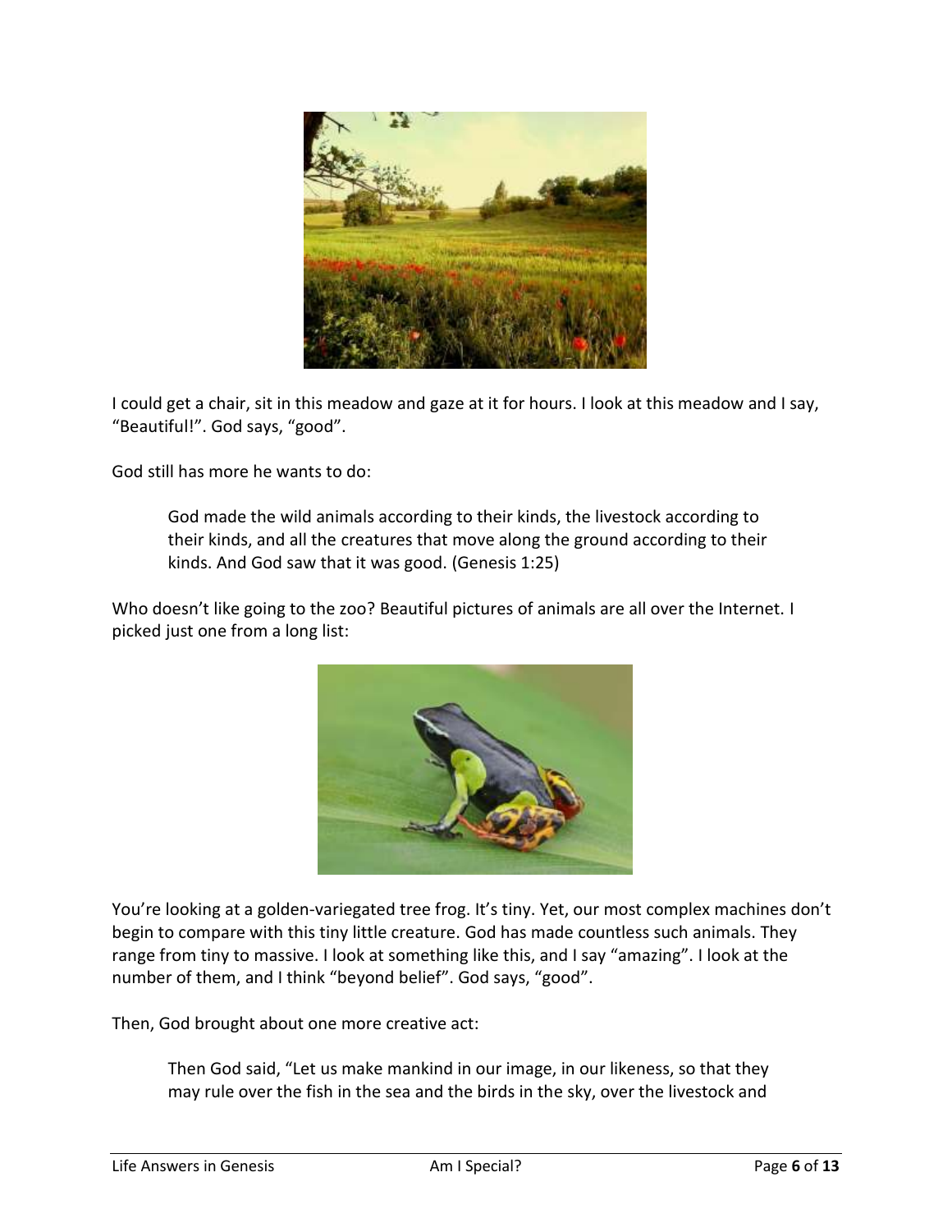I could get a chair, sit in this meadow and gaze at it for hours. I look at this meadow and I say, "Beautiful!". God says, "good".

God still has more he wants to do:

> God made the wild animals according to their kinds, the livestock according to their kinds, and all the creatures that move along the ground according to their kinds. And God saw that it was good. (Genesis 1:25)

Who doesn't like going to the zoo? Beautiful pictures of animals are all over the Internet. I picked just one from a long list:

You're looking at a golden-variegated tree frog. It's tiny. Yet, our most complex machines don't begin to compare with this tiny little creature. God has made countless such animals. They range from tiny to massive. I look at something like this, and I say "amazing". I look at the number of them, and I think "beyond belief". God says, "good".

Then, God brought about one more creative act:

> Then God said, "Let us make mankind in our image, in our likeness, so that they may rule over the fish in the sea and the birds in the sky, over the livestock and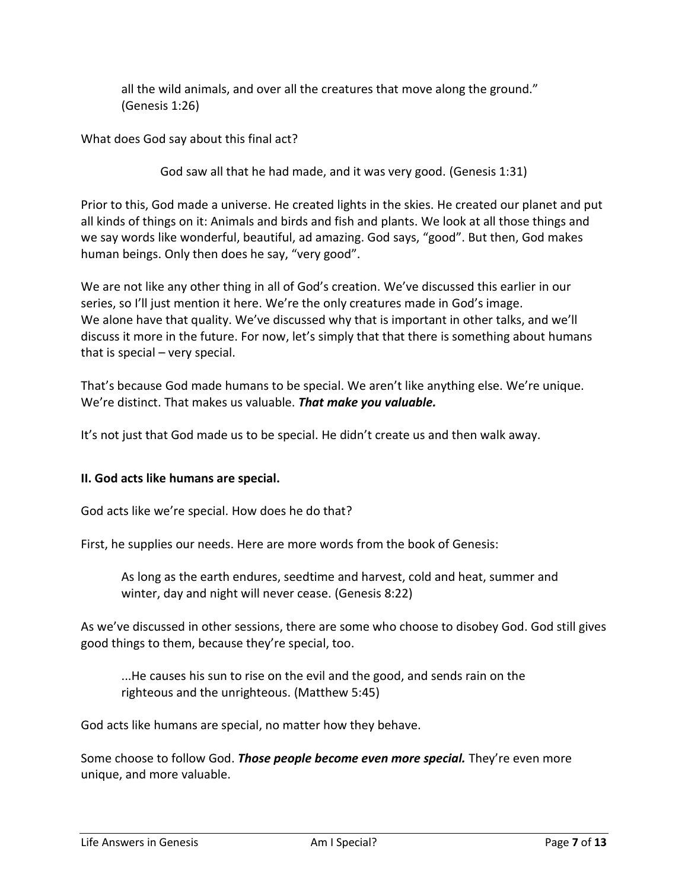all the wild animals, and over all the creatures that move along the ground." (Genesis 1:26)

What does God say about this final act?

God saw all that he had made, and it was very good. (Genesis 1:31)

Prior to this, God made a universe. He created lights in the skies. He created our planet and put all kinds of things on it: Animals and birds and fish and plants. We look at all those things and we say words like wonderful, beautiful, ad amazing. God says, "good". But then, God makes human beings. Only then does he say, "very good".

We are not like any other thing in all of God's creation. We've discussed this earlier in our series, so I'll just mention it here. We're the only creatures made in God's image. We alone have that quality. We've discussed why that is important in other talks, and we'll discuss it more in the future. For now, let's simply that that there is something about humans that is special – very special.

That's because God made humans to be special. We aren't like anything else. We're unique. We're distinct. That makes us valuable. ***That make you valuable.***

It's not just that God made us to be special. He didn't create us and then walk away.

**II. God acts like humans are special.**

God acts like we're special. How does he do that?

First, he supplies our needs. Here are more words from the book of Genesis:

As long as the earth endures, seedtime and harvest, cold and heat, summer and winter, day and night will never cease. (Genesis 8:22)

As we've discussed in other sessions, there are some who choose to disobey God. God still gives good things to them, because they're special, too.

...He causes his sun to rise on the evil and the good, and sends rain on the righteous and the unrighteous. (Matthew 5:45)

God acts like humans are special, no matter how they behave.

Some choose to follow God. ***Those people become even more special.*** They're even more unique, and more valuable.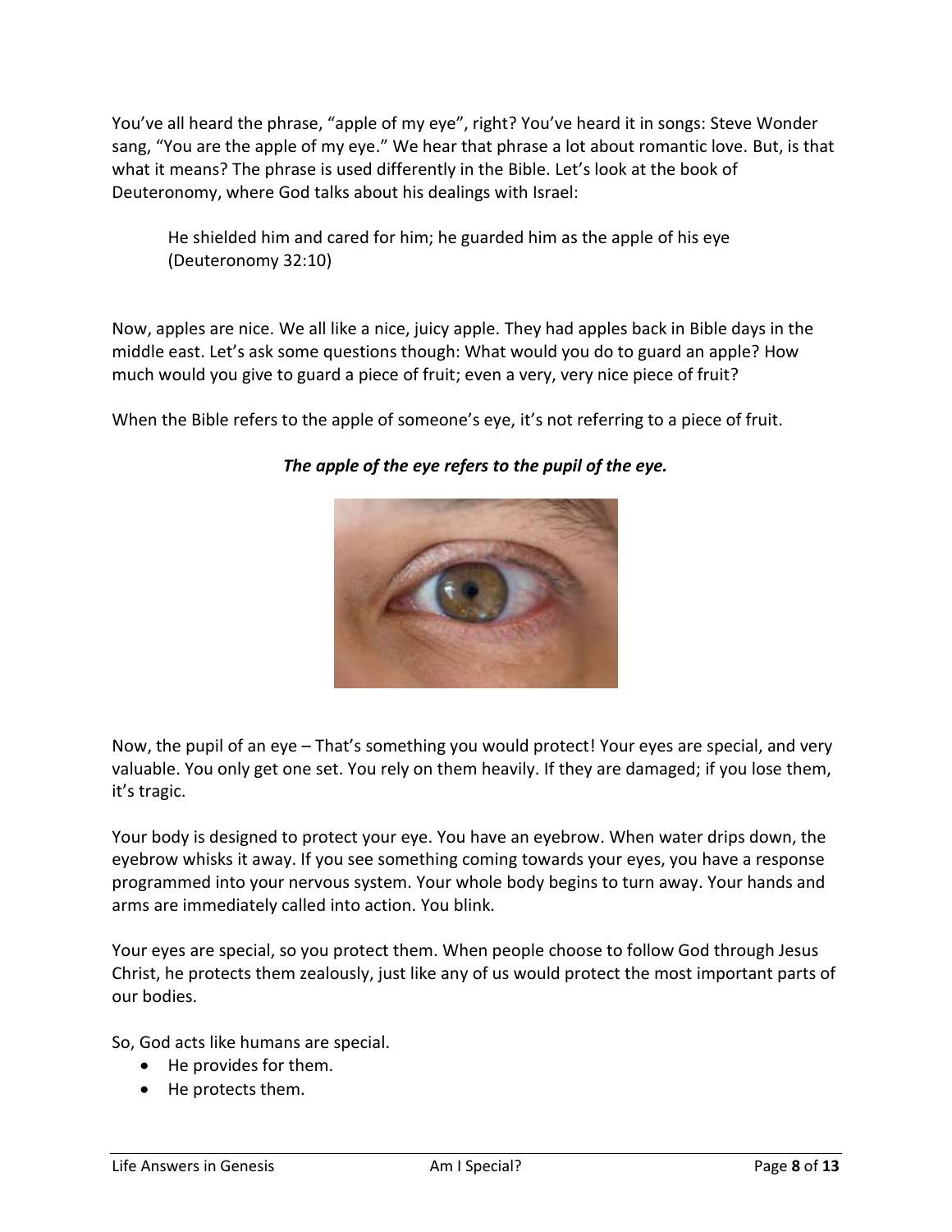You've all heard the phrase, "apple of my eye", right? You've heard it in songs: Steve Wonder sang, "You are the apple of my eye." We hear that phrase a lot about romantic love. But, is that what it means? The phrase is used differently in the Bible. Let's look at the book of Deuteronomy, where God talks about his dealings with Israel:

> He shielded him and cared for him; he guarded him as the apple of his eye (Deuteronomy 32:10)

Now, apples are nice. We all like a nice, juicy apple. They had apples back in Bible days in the middle east. Let's ask some questions though: What would you do to guard an apple? How much would you give to guard a piece of fruit; even a very, very nice piece of fruit?

When the Bible refers to the apple of someone's eye, it's not referring to a piece of fruit.

***The apple of the eye refers to the pupil of the eye.***

Now, the pupil of an eye – That's something you would protect! Your eyes are special, and very valuable. You only get one set. You rely on them heavily. If they are damaged; if you lose them, it's tragic.

Your body is designed to protect your eye. You have an eyebrow. When water drips down, the eyebrow whisks it away. If you see something coming towards your eyes, you have a response programmed into your nervous system. Your whole body begins to turn away. Your hands and arms are immediately called into action. You blink.

Your eyes are special, so you protect them. When people choose to follow God through Jesus Christ, he protects them zealously, just like any of us would protect the most important parts of our bodies.

So, God acts like humans are special.

- He provides for them.
- He protects them.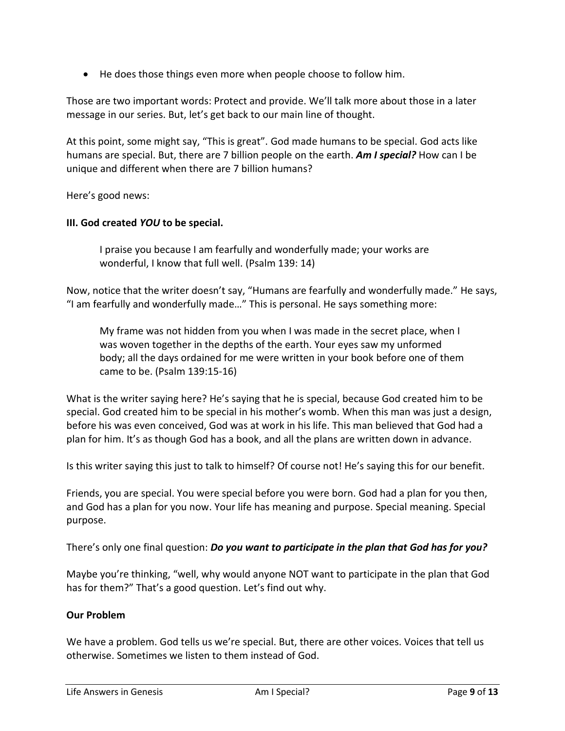- He does those things even more when people choose to follow him.

Those are two important words: Protect and provide. We'll talk more about those in a later message in our series. But, let's get back to our main line of thought.

At this point, some might say, "This is great". God made humans to be special. God acts like humans are special. But, there are 7 billion people on the earth. ***Am I special?*** How can I be unique and different when there are 7 billion humans?

Here's good news:

**III. God created *YOU* to be special.**

> I praise you because I am fearfully and wonderfully made; your works are wonderful, I know that full well. (Psalm 139: 14)

Now, notice that the writer doesn't say, "Humans are fearfully and wonderfully made." He says, "I am fearfully and wonderfully made…" This is personal. He says something more:

> My frame was not hidden from you when I was made in the secret place, when I was woven together in the depths of the earth. Your eyes saw my unformed body; all the days ordained for me were written in your book before one of them came to be. (Psalm 139:15-16)

What is the writer saying here? He's saying that he is special, because God created him to be special. God created him to be special in his mother's womb. When this man was just a design, before his was even conceived, God was at work in his life. This man believed that God had a plan for him. It's as though God has a book, and all the plans are written down in advance.

Is this writer saying this just to talk to himself? Of course not! He's saying this for our benefit.

Friends, you are special. You were special before you were born. God had a plan for you then, and God has a plan for you now. Your life has meaning and purpose. Special meaning. Special purpose.

There's only one final question: ***Do you want to participate in the plan that God has for you?***

Maybe you're thinking, "well, why would anyone NOT want to participate in the plan that God has for them?" That's a good question. Let's find out why.

**Our Problem**

We have a problem. God tells us we're special. But, there are other voices. Voices that tell us otherwise. Sometimes we listen to them instead of God.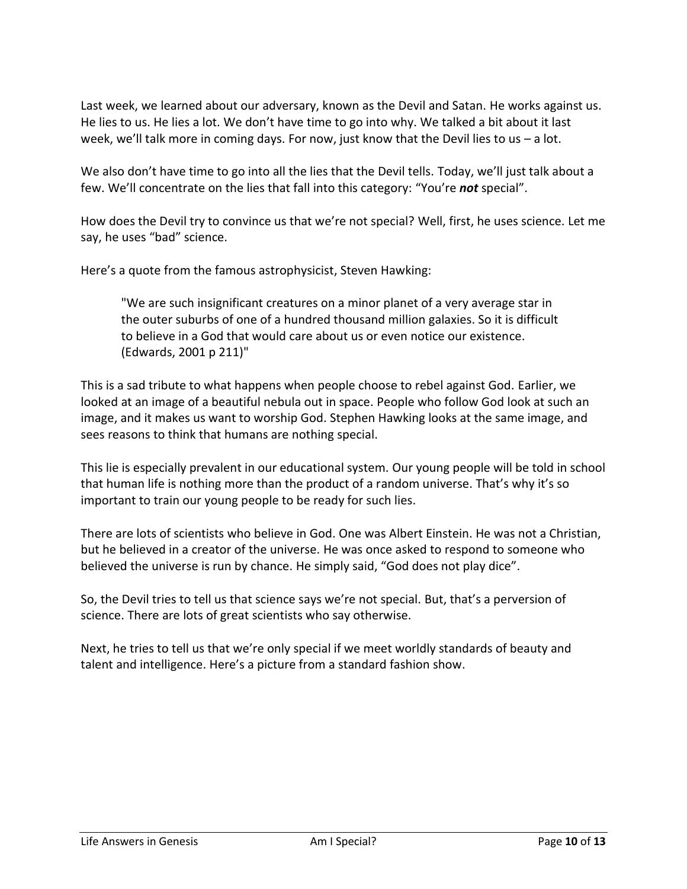Last week, we learned about our adversary, known as the Devil and Satan. He works against us. He lies to us. He lies a lot. We don't have time to go into why. We talked a bit about it last week, we'll talk more in coming days. For now, just know that the Devil lies to us – a lot.

We also don't have time to go into all the lies that the Devil tells. Today, we'll just talk about a few. We'll concentrate on the lies that fall into this category: "You're ***not*** special".

How does the Devil try to convince us that we're not special? Well, first, he uses science. Let me say, he uses "bad" science.

Here's a quote from the famous astrophysicist, Steven Hawking:

> "We are such insignificant creatures on a minor planet of a very average star in the outer suburbs of one of a hundred thousand million galaxies. So it is difficult to believe in a God that would care about us or even notice our existence. (Edwards, 2001 p 211)"

This is a sad tribute to what happens when people choose to rebel against God. Earlier, we looked at an image of a beautiful nebula out in space. People who follow God look at such an image, and it makes us want to worship God. Stephen Hawking looks at the same image, and sees reasons to think that humans are nothing special.

This lie is especially prevalent in our educational system. Our young people will be told in school that human life is nothing more than the product of a random universe. That's why it's so important to train our young people to be ready for such lies.

There are lots of scientists who believe in God. One was Albert Einstein. He was not a Christian, but he believed in a creator of the universe. He was once asked to respond to someone who believed the universe is run by chance. He simply said, "God does not play dice".

So, the Devil tries to tell us that science says we're not special. But, that's a perversion of science. There are lots of great scientists who say otherwise.

Next, he tries to tell us that we're only special if we meet worldly standards of beauty and talent and intelligence. Here's a picture from a standard fashion show.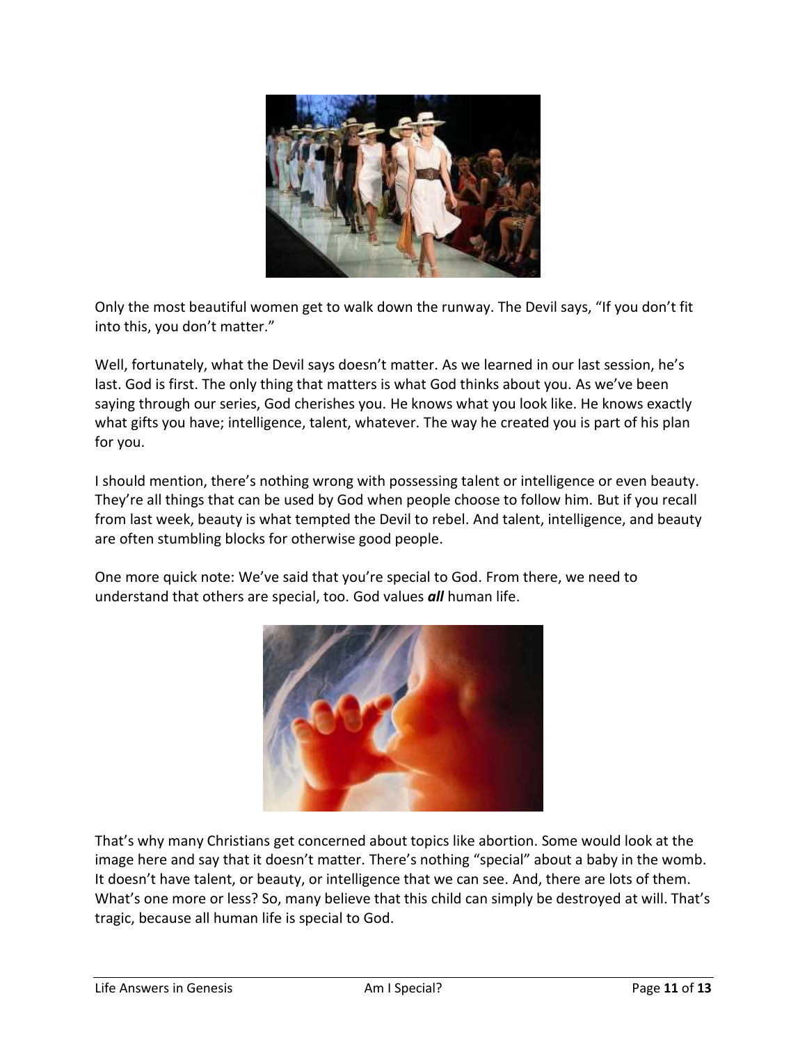Only the most beautiful women get to walk down the runway. The Devil says, “If you don’t fit into this, you don’t matter.”

Well, fortunately, what the Devil says doesn’t matter. As we learned in our last session, he’s last. God is first. The only thing that matters is what God thinks about you. As we’ve been saying through our series, God cherishes you. He knows what you look like. He knows exactly what gifts you have; intelligence, talent, whatever. The way he created you is part of his plan for you.

I should mention, there’s nothing wrong with possessing talent or intelligence or even beauty. They’re all things that can be used by God when people choose to follow him. But if you recall from last week, beauty is what tempted the Devil to rebel. And talent, intelligence, and beauty are often stumbling blocks for otherwise good people.

One more quick note: We’ve said that you’re special to God. From there, we need to understand that others are special, too. God values ***all*** human life.

That’s why many Christians get concerned about topics like abortion. Some would look at the image here and say that it doesn’t matter. There’s nothing “special” about a baby in the womb. It doesn’t have talent, or beauty, or intelligence that we can see. And, there are lots of them. What’s one more or less? So, many believe that this child can simply be destroyed at will. That’s tragic, because all human life is special to God.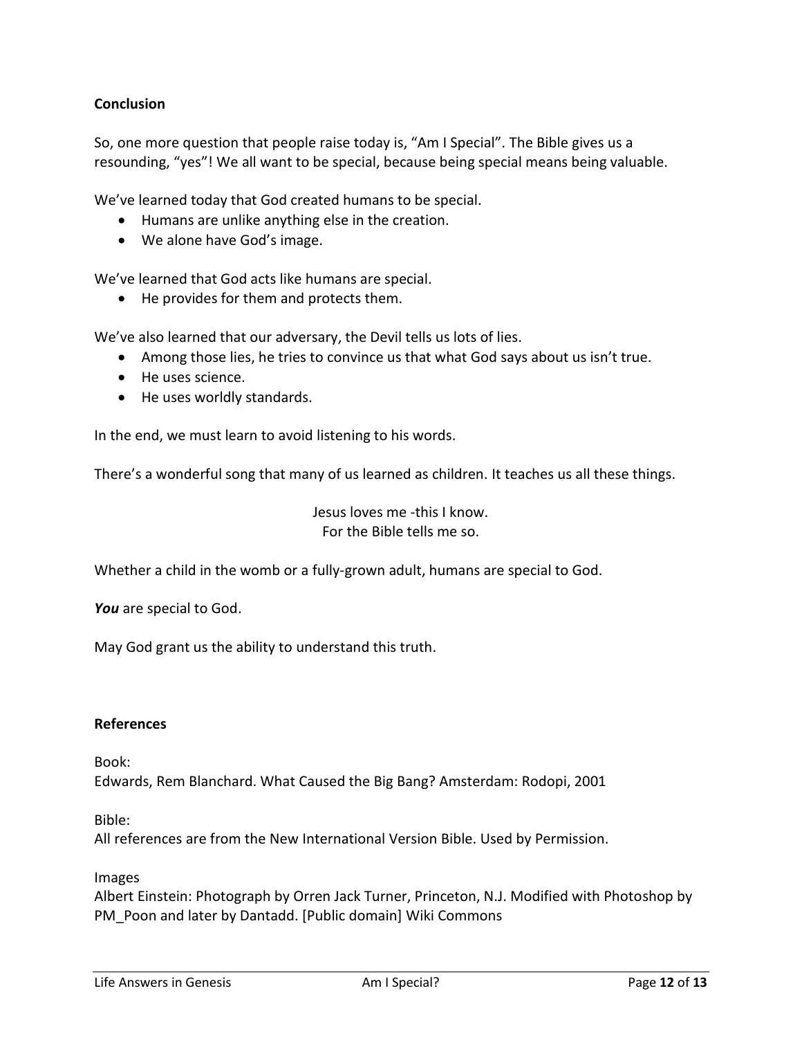**Conclusion**

So, one more question that people raise today is, "Am I Special". The Bible gives us a resounding, "yes"! We all want to be special, because being special means being valuable.

We've learned today that God created humans to be special.

- Humans are unlike anything else in the creation.
- We alone have God's image.

We've learned that God acts like humans are special.

- He provides for them and protects them.

We've also learned that our adversary, the Devil tells us lots of lies.

- Among those lies, he tries to convince us that what God says about us isn't true.
- He uses science.
- He uses worldly standards.

In the end, we must learn to avoid listening to his words.

There's a wonderful song that many of us learned as children. It teaches us all these things.

Jesus loves me -this I know.  
For the Bible tells me so.

Whether a child in the womb or a fully-grown adult, humans are special to God.

***You*** are special to God.

May God grant us the ability to understand this truth.

**References**

Book:  
Edwards, Rem Blanchard. What Caused the Big Bang? Amsterdam: Rodopi, 2001

Bible:  
All references are from the New International Version Bible. Used by Permission.

Images  
Albert Einstein: Photograph by Orren Jack Turner, Princeton, N.J. Modified with Photoshop by PM_Poon and later by Dantadd. [Public domain] Wiki Commons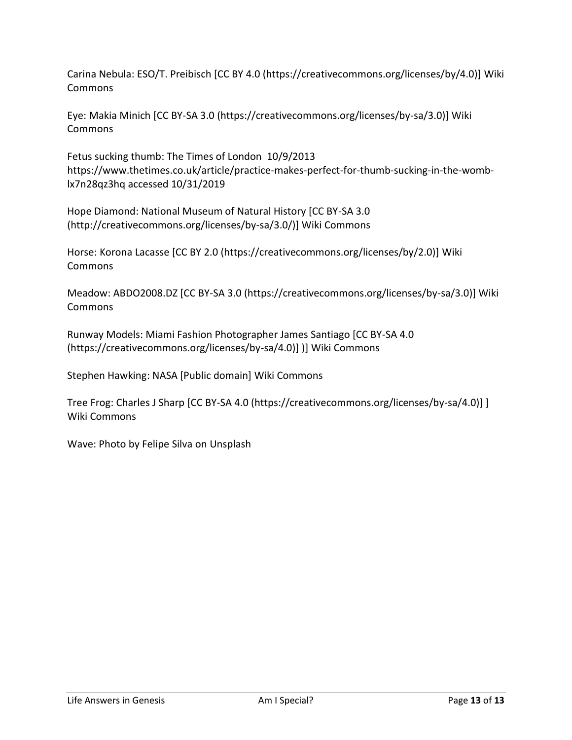Carina Nebula: ESO/T. Preibisch [CC BY 4.0 (https://creativecommons.org/licenses/by/4.0)] Wiki Commons

Eye: Makia Minich [CC BY-SA 3.0 (https://creativecommons.org/licenses/by-sa/3.0)] Wiki Commons

Fetus sucking thumb: The Times of London 10/9/2013 https://www.thetimes.co.uk/article/practice-makes-perfect-for-thumb-sucking-in-the-womb-lx7n28qz3hq accessed 10/31/2019

Hope Diamond: National Museum of Natural History [CC BY-SA 3.0 (http://creativecommons.org/licenses/by-sa/3.0/)] Wiki Commons

Horse: Korona Lacasse [CC BY 2.0 (https://creativecommons.org/licenses/by/2.0)] Wiki Commons

Meadow: ABDO2008.DZ [CC BY-SA 3.0 (https://creativecommons.org/licenses/by-sa/3.0)] Wiki Commons

Runway Models: Miami Fashion Photographer James Santiago [CC BY-SA 4.0 (https://creativecommons.org/licenses/by-sa/4.0)] )] Wiki Commons

Stephen Hawking: NASA [Public domain] Wiki Commons

Tree Frog: Charles J Sharp [CC BY-SA 4.0 (https://creativecommons.org/licenses/by-sa/4.0)] ] Wiki Commons

Wave: Photo by Felipe Silva on Unsplash